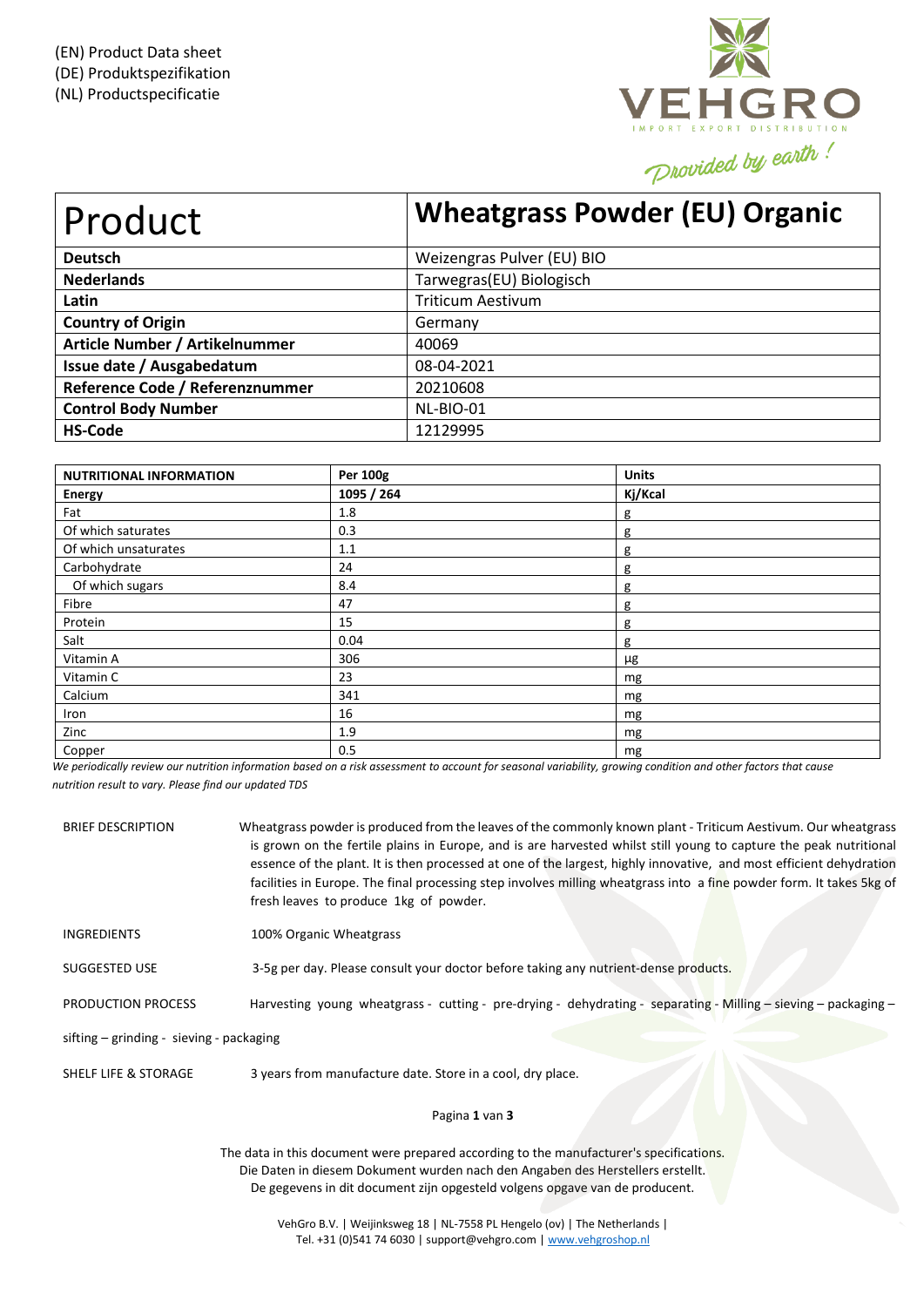(EN) Product Data sheet
(DE) Produktspezifikation
(NL) Productspecificatie

VEHGRO
IMPORT EXPORT DISTRIBUTION
Provided by earth !

| Product | Wheatgrass Powder (EU) Organic |
|---|---|
| **Deutsch** | Weizengras Pulver (EU) BIO |
| **Nederlands** | Tarwegras(EU) Biologisch |
| **Latin** | Triticum Aestivum |
| **Country of Origin** | Germany |
| **Article Number / Artikelnummer** | 40069 |
| **Issue date / Ausgabedatum** | 08-04-2021 |
| **Reference Code / Referenznummer** | 20210608 |
| **Control Body Number** | NL-BIO-01 |
| **HS-Code** | 12129995 |

| NUTRITIONAL INFORMATION | Per 100g | Units |
|---|---|---|
| **Energy** | **1095 / 264** | **Kj/Kcal** |
| Fat | 1.8 | g |
| Of which saturates | 0.3 | g |
| Of which unsaturates | 1.1 | g |
| Carbohydrate | 24 | g |
| Of which sugars | 8.4 | g |
| Fibre | 47 | g |
| Protein | 15 | g |
| Salt | 0.04 | g |
| Vitamin A | 306 | µg |
| Vitamin C | 23 | mg |
| Calcium | 341 | mg |
| Iron | 16 | mg |
| Zinc | 1.9 | mg |
| Copper | 0.5 | mg |

*We periodically review our nutrition information based on a risk assessment to account for seasonal variability, growing condition and other factors that cause nutrition result to vary. Please find our updated TDS*

BRIEF DESCRIPTION Wheatgrass powder is produced from the leaves of the commonly known plant - Triticum Aestivum. Our wheatgrass is grown on the fertile plains in Europe, and is are harvested whilst still young to capture the peak nutritional essence of the plant. It is then processed at one of the largest, highly innovative, and most efficient dehydration facilities in Europe. The final processing step involves milling wheatgrass into a fine powder form. It takes 5kg of fresh leaves to produce 1kg of powder.

INGREDIENTS 100% Organic Wheatgrass

SUGGESTED USE 3-5g per day. Please consult your doctor before taking any nutrient-dense products.

PRODUCTION PROCESS Harvesting young wheatgrass - cutting - pre-drying - dehydrating - separating - Milling – sieving – packaging – sifting – grinding - sieving - packaging

SHELF LIFE & STORAGE 3 years from manufacture date. Store in a cool, dry place.

The data in this document were prepared according to the manufacturer's specifications.
Die Daten in diesem Dokument wurden nach den Angaben des Herstellers erstellt.
De gegevens in dit document zijn opgesteld volgens opgave van de producent.

VehGro B.V. | Weijinksweg 18 | NL-7558 PL Hengelo (ov) | The Netherlands |
Tel. +31 (0)541 74 6030 | support@vehgro.com | www.vehgroshop.nl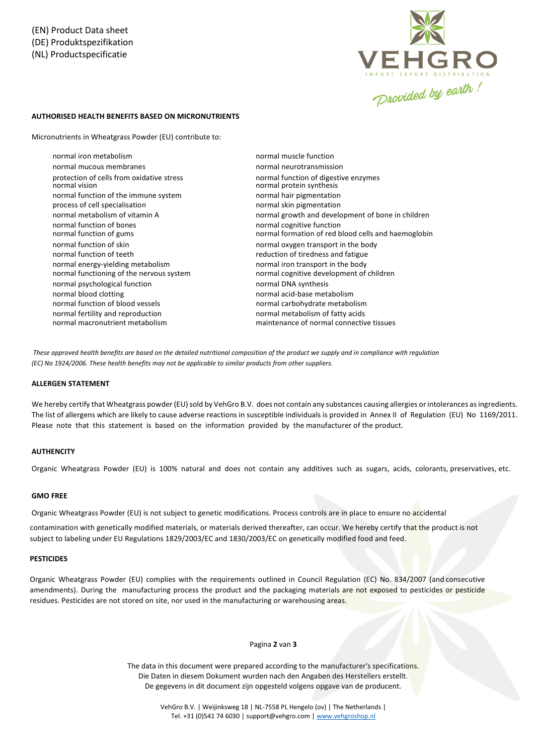(EN) Product Data sheet
(DE) Produktspezifikation
(NL) Productspecificatie

**AUTHORISED HEALTH BENEFITS BASED ON MICRONUTRIENTS**

Micronutrients in Wheatgrass Powder (EU) contribute to:

- normal iron metabolism
- normal mucous membranes
- protection of cells from oxidative stress
- normal vision
- normal function of the immune system
- process of cell specialisation
- normal metabolism of vitamin A
- normal function of bones
- normal function of gums
- normal function of skin
- normal function of teeth
- normal energy-yielding metabolism
- normal functioning of the nervous system
- normal psychological function
- normal blood clotting
- normal function of blood vessels
- normal fertility and reproduction
- normal macronutrient metabolism
- normal muscle function
- normal neurotransmission
- normal function of digestive enzymes
- normal protein synthesis
- normal hair pigmentation
- normal skin pigmentation
- normal growth and development of bone in children
- normal cognitive function
- normal formation of red blood cells and haemoglobin
- normal oxygen transport in the body
- reduction of tiredness and fatigue
- normal iron transport in the body
- normal cognitive development of children
- normal DNA synthesis
- normal acid-base metabolism
- normal carbohydrate metabolism
- normal metabolism of fatty acids
- maintenance of normal connective tissues

*These approved health benefits are based on the detailed nutritional composition of the product we supply and in compliance with regulation (EC) No 1924/2006. These health benefits may not be applicable to similar products from other suppliers.*

**ALLERGEN STATEMENT**

We hereby certify that Wheatgrass powder (EU) sold by VehGro B.V. does not contain any substances causing allergies or intolerances as ingredients. The list of allergens which are likely to cause adverse reactions in susceptible individuals is provided in Annex II of Regulation (EU) No 1169/2011. Please note that this statement is based on the information provided by the manufacturer of the product.

**AUTHENCITY**

Organic Wheatgrass Powder (EU) is 100% natural and does not contain any additives such as sugars, acids, colorants, preservatives, etc.

**GMO FREE**

Organic Wheatgrass Powder (EU) is not subject to genetic modifications. Process controls are in place to ensure no accidental contamination with genetically modified materials, or materials derived thereafter, can occur. We hereby certify that the product is not subject to labeling under EU Regulations 1829/2003/EC and 1830/2003/EC on genetically modified food and feed.

**PESTICIDES**

Organic Wheatgrass Powder (EU) complies with the requirements outlined in Council Regulation (EC) No. 834/2007 (and consecutive amendments). During the manufacturing process the product and the packaging materials are not exposed to pesticides or pesticide residues. Pesticides are not stored on site, nor used in the manufacturing or warehousing areas.

The data in this document were prepared according to the manufacturer's specifications.
Die Daten in diesem Dokument wurden nach den Angaben des Herstellers erstellt.
De gegevens in dit document zijn opgesteld volgens opgave van de producent.

VehGro B.V. | Weijinksweg 18 | NL-7558 PL Hengelo (ov) | The Netherlands |
Tel. +31 (0)541 74 6030 | support@vehgro.com | www.vehgroshop.nl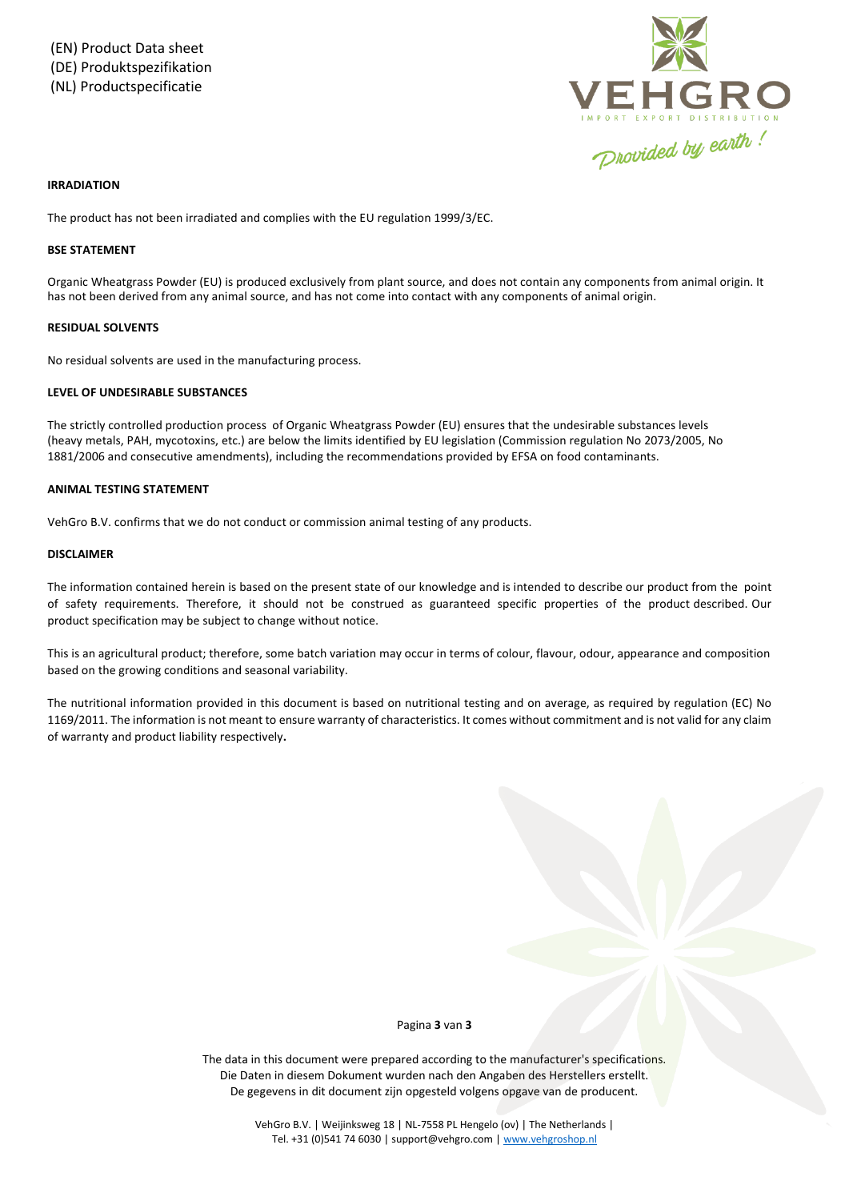## IRRADIATION

The product has not been irradiated and complies with the EU regulation 1999/3/EC.

## BSE STATEMENT

Organic Wheatgrass Powder (EU) is produced exclusively from plant source, and does not contain any components from animal origin. It has not been derived from any animal source, and has not come into contact with any components of animal origin.

## RESIDUAL SOLVENTS

No residual solvents are used in the manufacturing process.

## LEVEL OF UNDESIRABLE SUBSTANCES

The strictly controlled production process of Organic Wheatgrass Powder (EU) ensures that the undesirable substances levels (heavy metals, PAH, mycotoxins, etc.) are below the limits identified by EU legislation (Commission regulation No 2073/2005, No 1881/2006 and consecutive amendments), including the recommendations provided by EFSA on food contaminants.

## ANIMAL TESTING STATEMENT

VehGro B.V. confirms that we do not conduct or commission animal testing of any products.

## DISCLAIMER

The information contained herein is based on the present state of our knowledge and is intended to describe our product from the point of safety requirements. Therefore, it should not be construed as guaranteed specific properties of the product described. Our product specification may be subject to change without notice.

This is an agricultural product; therefore, some batch variation may occur in terms of colour, flavour, odour, appearance and composition based on the growing conditions and seasonal variability.

The nutritional information provided in this document is based on nutritional testing and on average, as required by regulation (EC) No 1169/2011. The information is not meant to ensure warranty of characteristics. It comes without commitment and is not valid for any claim of warranty and product liability respectively**.**

The data in this document were prepared according to the manufacturer's specifications.
Die Daten in diesem Dokument wurden nach den Angaben des Herstellers erstellt.
De gegevens in dit document zijn opgesteld volgens opgave van de producent.

VehGro B.V. | Weijinksweg 18 | NL-7558 PL Hengelo (ov) | The Netherlands |
Tel. +31 (0)541 74 6030 | support@vehgro.com | www.vehgroshop.nl